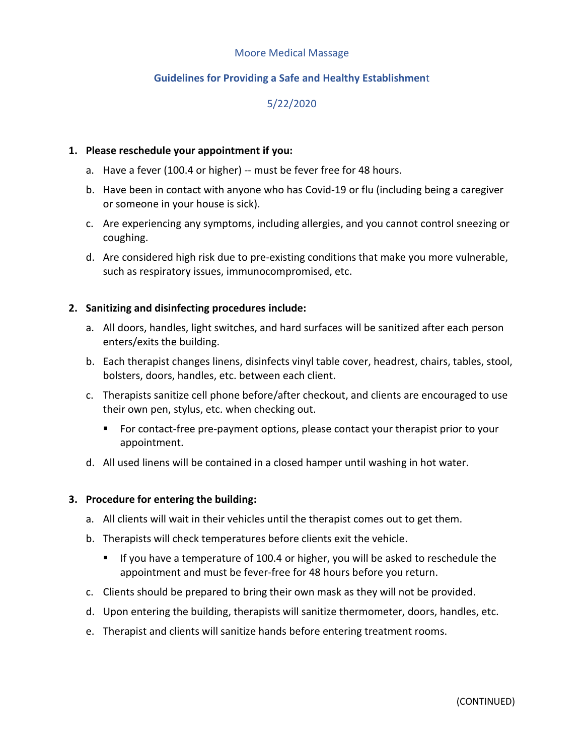Moore Medical Massage

## Guidelines for Providing a Safe and Healthy Establishment

5/22/2020

1. **Please reschedule your appointment if you:**
   a. Have a fever (100.4 or higher) -- must be fever free for 48 hours.
   b. Have been in contact with anyone who has Covid-19 or flu (including being a caregiver or someone in your house is sick).
   c. Are experiencing any symptoms, including allergies, and you cannot control sneezing or coughing.
   d. Are considered high risk due to pre-existing conditions that make you more vulnerable, such as respiratory issues, immunocompromised, etc.

2. **Sanitizing and disinfecting procedures include:**
   a. All doors, handles, light switches, and hard surfaces will be sanitized after each person enters/exits the building.
   b. Each therapist changes linens, disinfects vinyl table cover, headrest, chairs, tables, stool, bolsters, doors, handles, etc. between each client.
   c. Therapists sanitize cell phone before/after checkout, and clients are encouraged to use their own pen, stylus, etc. when checking out.
      - For contact-free pre-payment options, please contact your therapist prior to your appointment.
   
   d. All used linens will be contained in a closed hamper until washing in hot water.

3. **Procedure for entering the building:**
   a. All clients will wait in their vehicles until the therapist comes out to get them.
   b. Therapists will check temperatures before clients exit the vehicle.
      - If you have a temperature of 100.4 or higher, you will be asked to reschedule the appointment and must be fever-free for 48 hours before you return.
   
   c. Clients should be prepared to bring their own mask as they will not be provided.
   d. Upon entering the building, therapists will sanitize thermometer, doors, handles, etc.
   e. Therapist and clients will sanitize hands before entering treatment rooms.

(CONTINUED)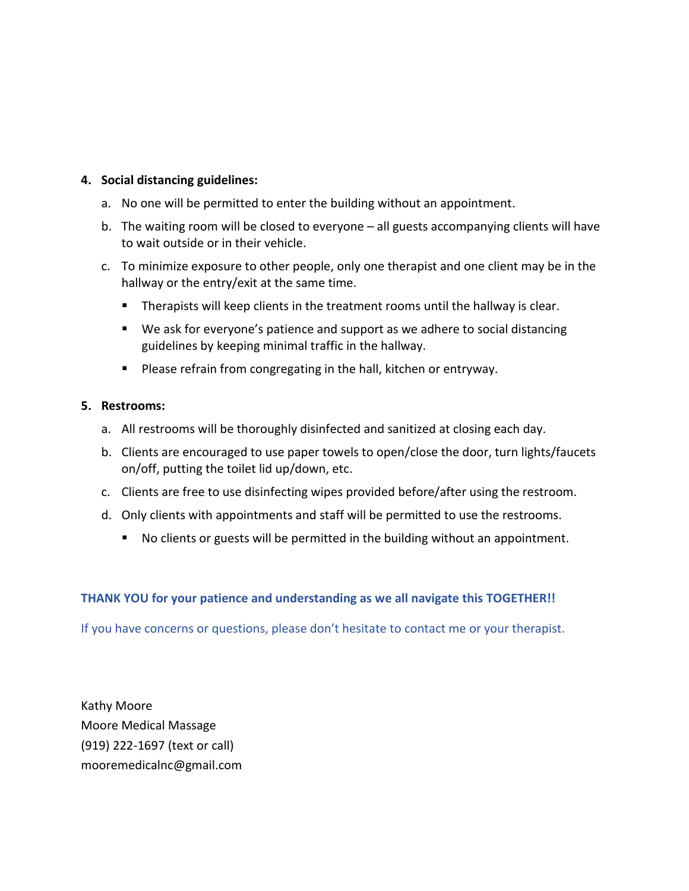4. **Social distancing guidelines:**
   a. No one will be permitted to enter the building without an appointment.
   b. The waiting room will be closed to everyone – all guests accompanying clients will have to wait outside or in their vehicle.
   c. To minimize exposure to other people, only one therapist and one client may be in the hallway or the entry/exit at the same time.
      - Therapists will keep clients in the treatment rooms until the hallway is clear.
      - We ask for everyone's patience and support as we adhere to social distancing guidelines by keeping minimal traffic in the hallway.
      - Please refrain from congregating in the hall, kitchen or entryway.

5. **Restrooms:**
   a. All restrooms will be thoroughly disinfected and sanitized at closing each day.
   b. Clients are encouraged to use paper towels to open/close the door, turn lights/faucets on/off, putting the toilet lid up/down, etc.
   c. Clients are free to use disinfecting wipes provided before/after using the restroom.
   d. Only clients with appointments and staff will be permitted to use the restrooms.
      - No clients or guests will be permitted in the building without an appointment.

**THANK YOU for your patience and understanding as we all navigate this TOGETHER!!**

If you have concerns or questions, please don't hesitate to contact me or your therapist.

Kathy Moore
Moore Medical Massage
(919) 222-1697 (text or call)
mooremedicalnc@gmail.com